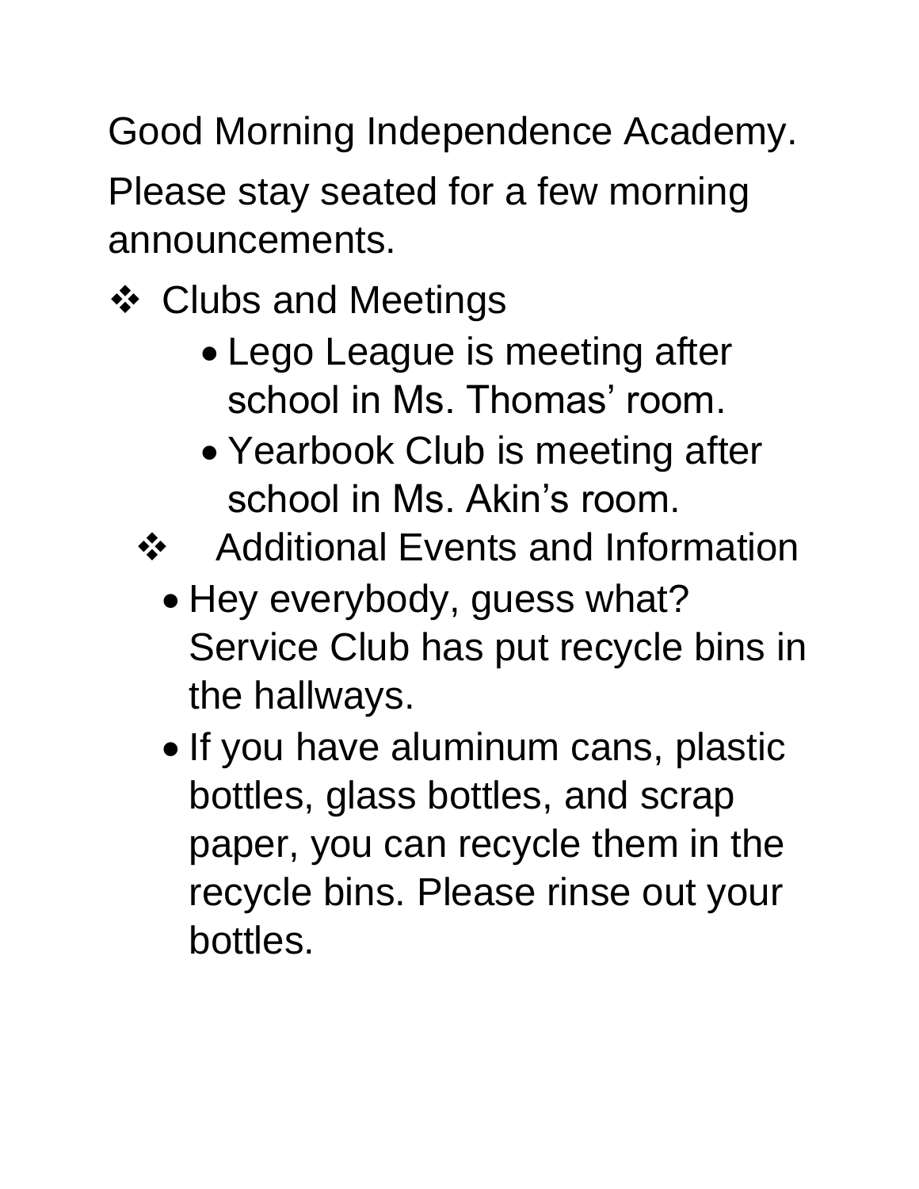Good Morning Independence Academy.

Please stay seated for a few morning announcements.

- Clubs and Meetings
  - Lego League is meeting after school in Ms. Thomas' room.
  - Yearbook Club is meeting after school in Ms. Akin's room.
- Additional Events and Information
  - Hey everybody, guess what? Service Club has put recycle bins in the hallways.
  - If you have aluminum cans, plastic bottles, glass bottles, and scrap paper, you can recycle them in the recycle bins. Please rinse out your bottles.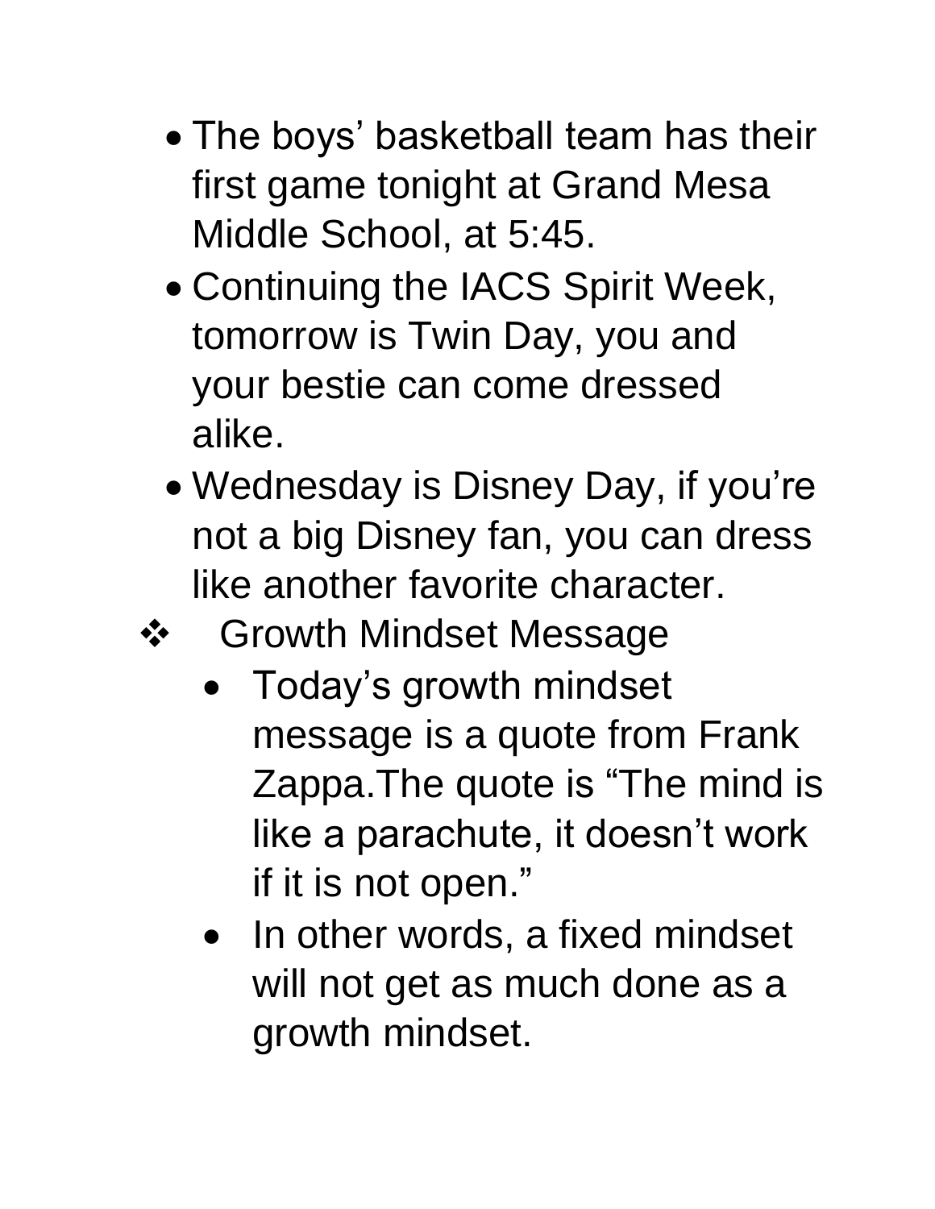- The boys' basketball team has their first game tonight at Grand Mesa Middle School, at 5:45.
- Continuing the IACS Spirit Week, tomorrow is Twin Day, you and your bestie can come dressed alike.
- Wednesday is Disney Day, if you're not a big Disney fan, you can dress like another favorite character.

❖ Growth Mindset Message

- Today's growth mindset message is a quote from Frank Zappa.The quote is "The mind is like a parachute, it doesn't work if it is not open."
- In other words, a fixed mindset will not get as much done as a growth mindset.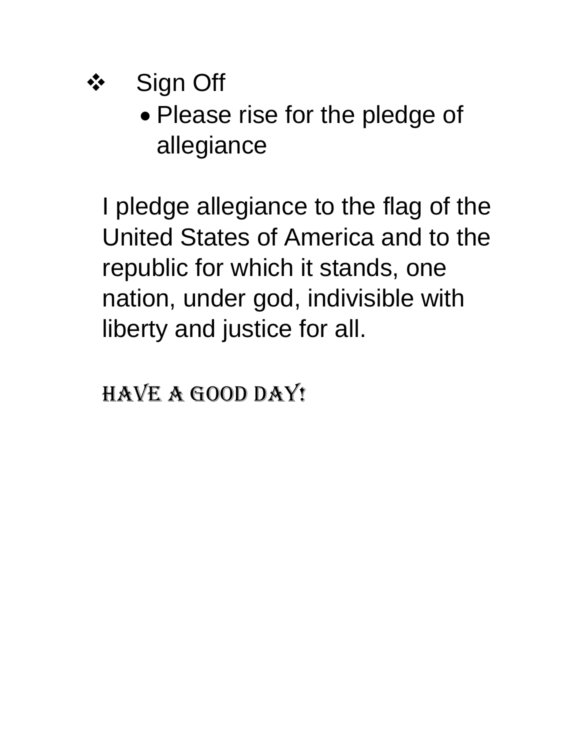- Sign Off
    - Please rise for the pledge of allegiance

I pledge allegiance to the flag of the United States of America and to the republic for which it stands, one nation, under god, indivisible with liberty and justice for all.

HAVE A GOOD DAY!